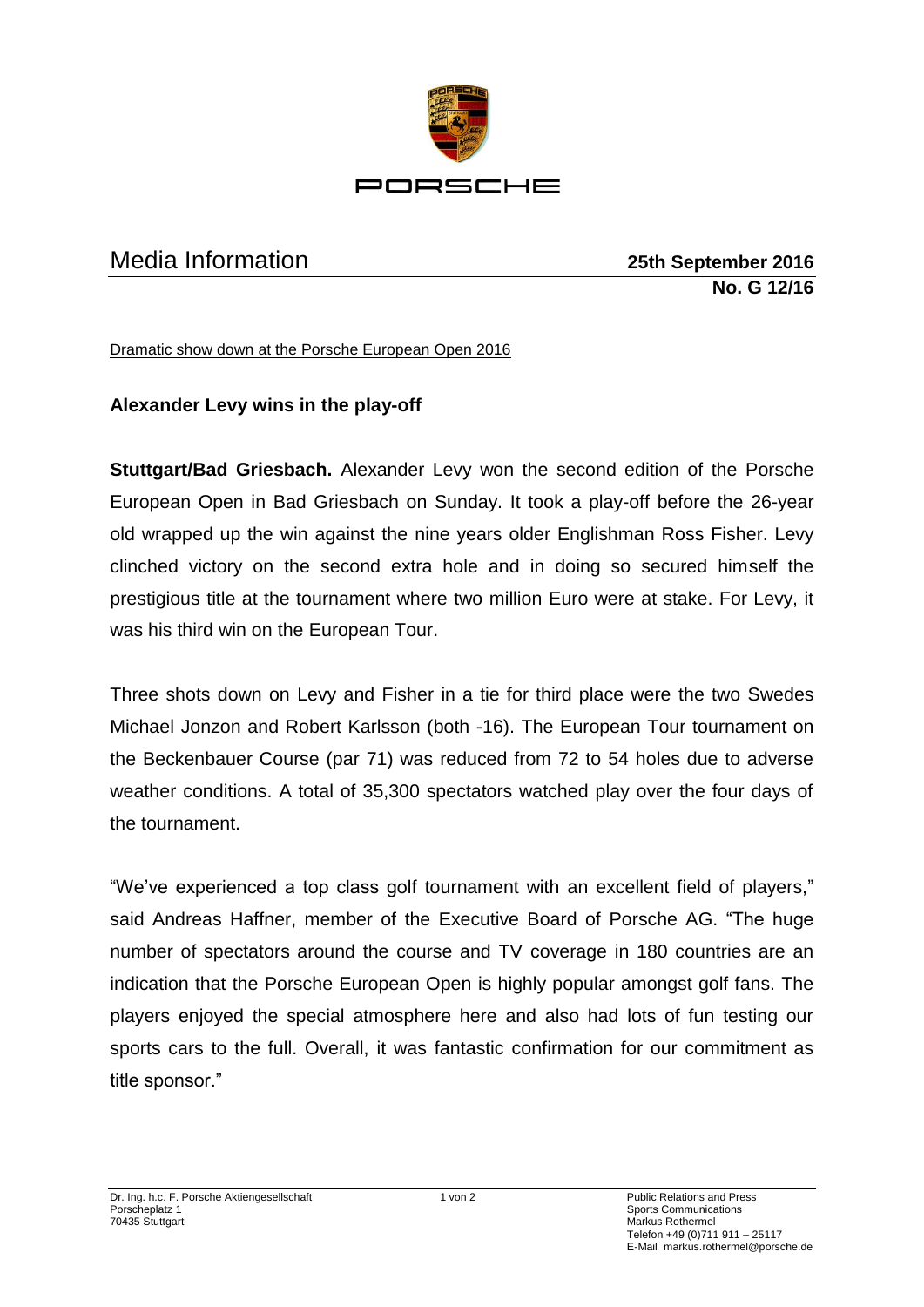# Media Information

**25th September 2016**
**No. G 12/16**

Dramatic show down at the Porsche European Open 2016

## Alexander Levy wins in the play-off

**Stuttgart/Bad Griesbach.** Alexander Levy won the second edition of the Porsche European Open in Bad Griesbach on Sunday. It took a play-off before the 26-year old wrapped up the win against the nine years older Englishman Ross Fisher. Levy clinched victory on the second extra hole and in doing so secured himself the prestigious title at the tournament where two million Euro were at stake. For Levy, it was his third win on the European Tour.

Three shots down on Levy and Fisher in a tie for third place were the two Swedes Michael Jonzon and Robert Karlsson (both -16). The European Tour tournament on the Beckenbauer Course (par 71) was reduced from 72 to 54 holes due to adverse weather conditions. A total of 35,300 spectators watched play over the four days of the tournament.

"We've experienced a top class golf tournament with an excellent field of players," said Andreas Haffner, member of the Executive Board of Porsche AG. "The huge number of spectators around the course and TV coverage in 180 countries are an indication that the Porsche European Open is highly popular amongst golf fans. The players enjoyed the special atmosphere here and also had lots of fun testing our sports cars to the full. Overall, it was fantastic confirmation for our commitment as title sponsor."

Dr. Ing. h.c. F. Porsche Aktiengesellschaft
Porscheplatz 1
70435 Stuttgart

Public Relations and Press
Sports Communications
Markus Rothermel
Telefon +49 (0)711 911 – 25117
E-Mail markus.rothermel@porsche.de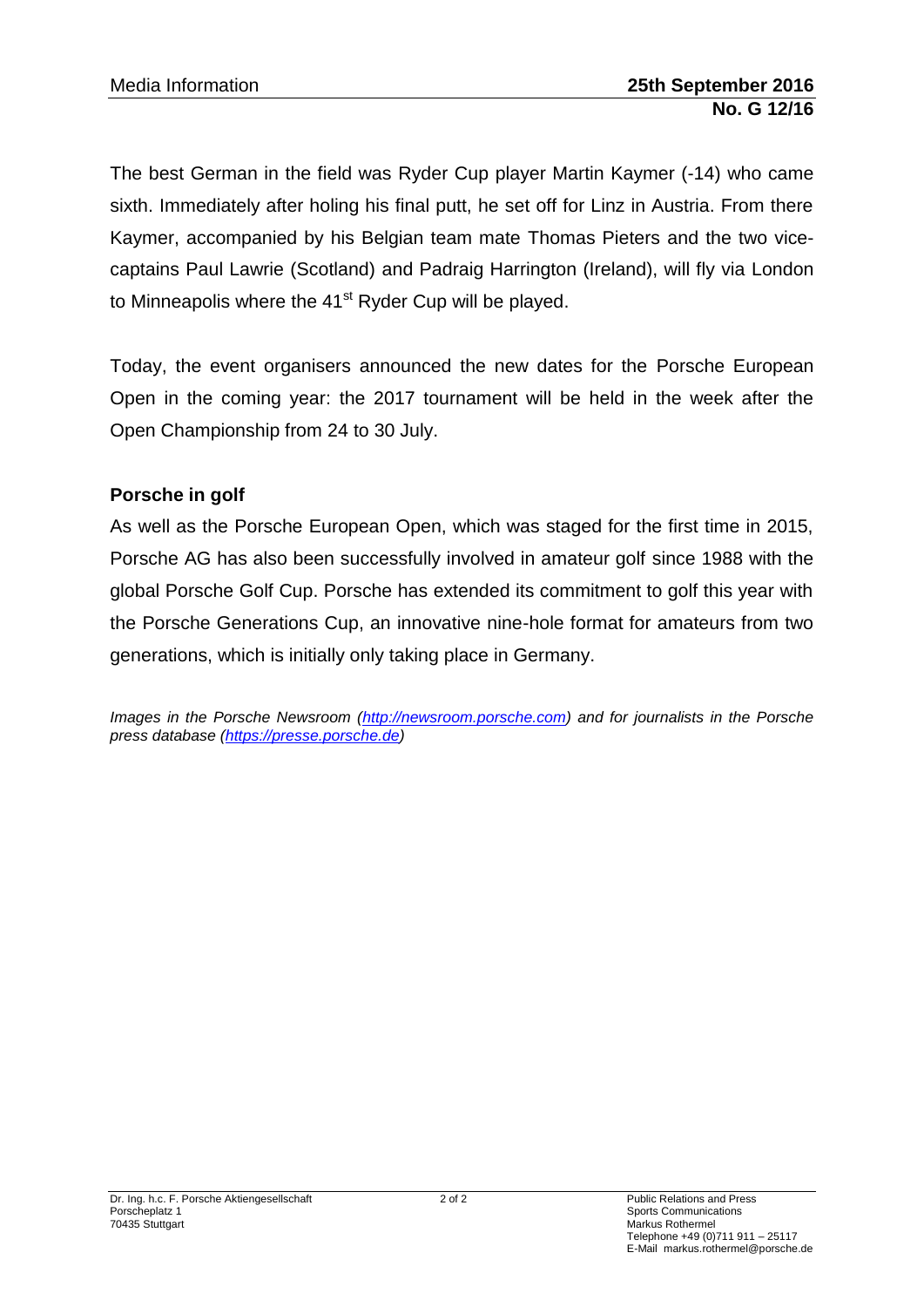The best German in the field was Ryder Cup player Martin Kaymer (-14) who came sixth. Immediately after holing his final putt, he set off for Linz in Austria. From there Kaymer, accompanied by his Belgian team mate Thomas Pieters and the two vice-captains Paul Lawrie (Scotland) and Padraig Harrington (Ireland), will fly via London to Minneapolis where the 41st Ryder Cup will be played.

Today, the event organisers announced the new dates for the Porsche European Open in the coming year: the 2017 tournament will be held in the week after the Open Championship from 24 to 30 July.

## Porsche in golf

As well as the Porsche European Open, which was staged for the first time in 2015, Porsche AG has also been successfully involved in amateur golf since 1988 with the global Porsche Golf Cup. Porsche has extended its commitment to golf this year with the Porsche Generations Cup, an innovative nine-hole format for amateurs from two generations, which is initially only taking place in Germany.

*Images in the Porsche Newsroom (http://newsroom.porsche.com) and for journalists in the Porsche press database (https://presse.porsche.de)*